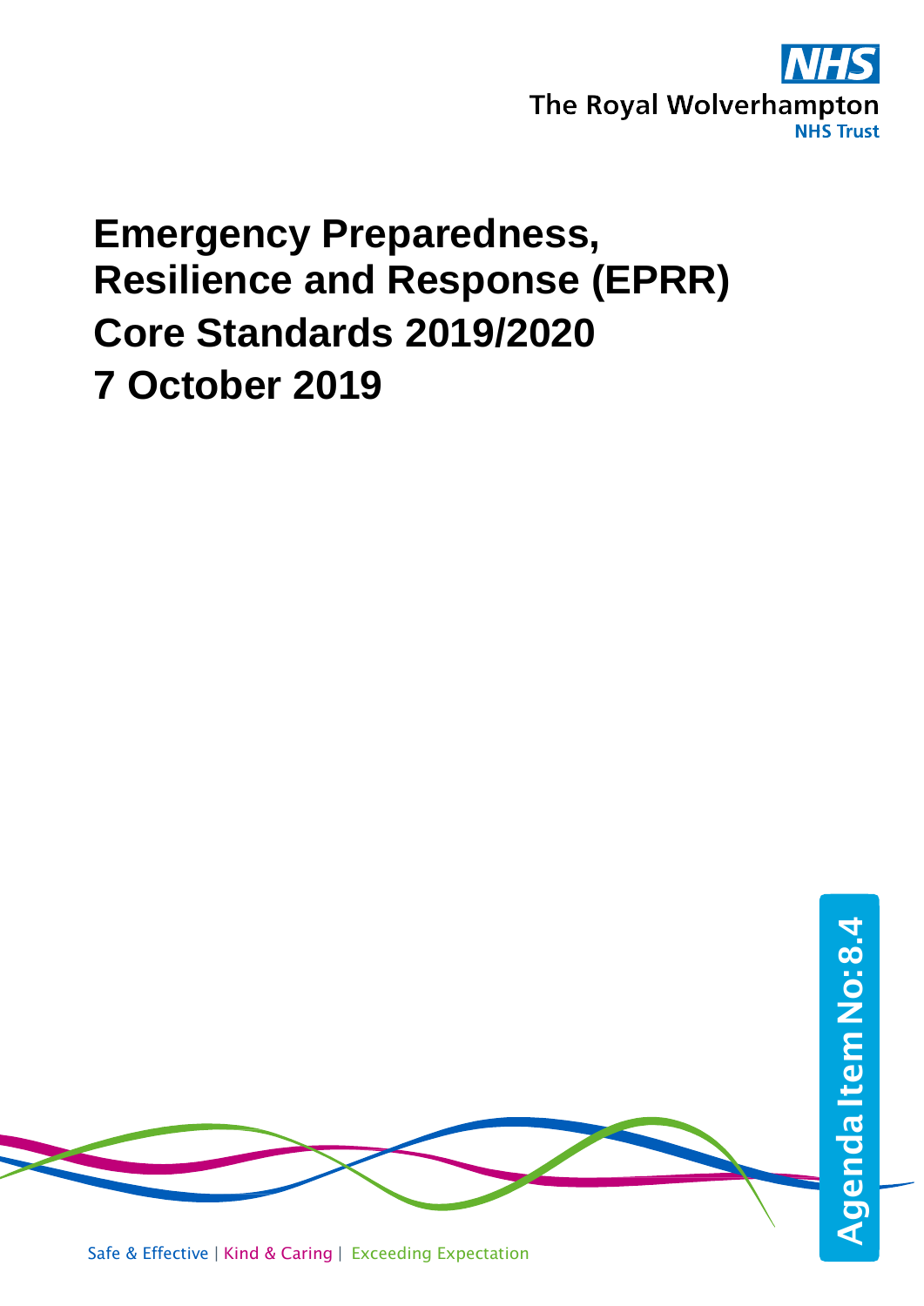The Royal Wolverhampton NHS Trust

# Emergency Preparedness, Resilience and Response (EPRR) Core Standards 2019/2020

# 7 October 2019

Agenda Item No: 8.4

Safe & Effective | Kind & Caring | Exceeding Expectation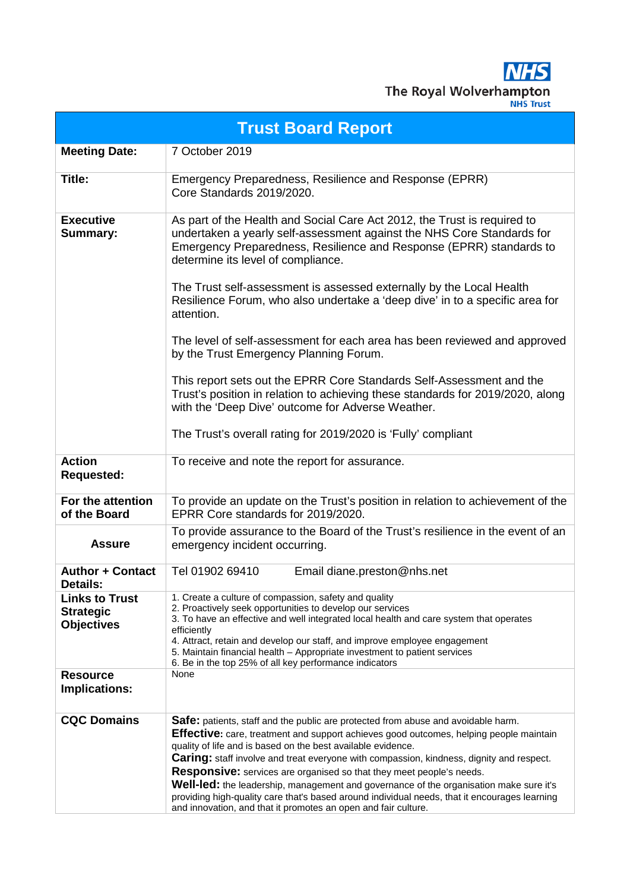NHS
The Royal Wolverhampton
NHS Trust

| Trust Board Report | |
|---|---|
| **Meeting Date:** | 7 October 2019 |
| **Title:** | Emergency Preparedness, Resilience and Response (EPRR) Core Standards 2019/2020. |
| **Executive Summary:** | As part of the Health and Social Care Act 2012, the Trust is required to undertaken a yearly self-assessment against the NHS Core Standards for Emergency Preparedness, Resilience and Response (EPRR) standards to determine its level of compliance.<br><br>The Trust self-assessment is assessed externally by the Local Health Resilience Forum, who also undertake a 'deep dive' in to a specific area for attention.<br><br>The level of self-assessment for each area has been reviewed and approved by the Trust Emergency Planning Forum.<br><br>This report sets out the EPRR Core Standards Self-Assessment and the Trust's position in relation to achieving these standards for 2019/2020, along with the 'Deep Dive' outcome for Adverse Weather.<br><br>The Trust's overall rating for 2019/2020 is 'Fully' compliant |
| **Action Requested:** | To receive and note the report for assurance. |
| **For the attention of the Board** | To provide an update on the Trust's position in relation to achievement of the EPRR Core standards for 2019/2020. |
| **Assure** | To provide assurance to the Board of the Trust's resilience in the event of an emergency incident occurring. |
| **Author + Contact Details:** | Tel 01902 69410 Email diane.preston@nhs.net |
| **Links to Trust Strategic Objectives** | 1. Create a culture of compassion, safety and quality<br>2. Proactively seek opportunities to develop our services<br>3. To have an effective and well integrated local health and care system that operates efficiently<br>4. Attract, retain and develop our staff, and improve employee engagement<br>5. Maintain financial health – Appropriate investment to patient services<br>6. Be in the top 25% of all key performance indicators |
| **Resource Implications:** | None |
| **CQC Domains** | **Safe:** patients, staff and the public are protected from abuse and avoidable harm.<br>**Effective:** care, treatment and support achieves good outcomes, helping people maintain quality of life and is based on the best available evidence.<br>**Caring:** staff involve and treat everyone with compassion, kindness, dignity and respect.<br>**Responsive:** services are organised so that they meet people's needs.<br>**Well-led:** the leadership, management and governance of the organisation make sure it's providing high-quality care that's based around individual needs, that it encourages learning and innovation, and that it promotes an open and fair culture. |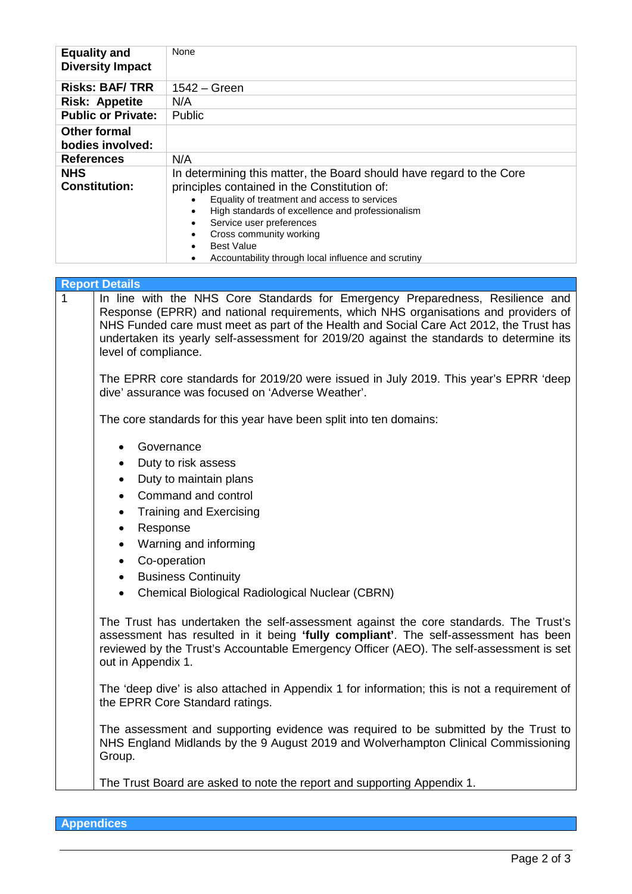| | |
|---|---|
| **Equality and Diversity Impact** | None |
| **Risks: BAF/ TRR** | 1542 – Green |
| **Risk: Appetite** | N/A |
| **Public or Private:** | Public |
| **Other formal bodies involved:** | |
| **References** | N/A |
| **NHS Constitution:** | In determining this matter, the Board should have regard to the Core principles contained in the Constitution of:<br>• Equality of treatment and access to services<br>• High standards of excellence and professionalism<br>• Service user preferences<br>• Cross community working<br>• Best Value<br>• Accountability through local influence and scrutiny |

## Report Details

1

In line with the NHS Core Standards for Emergency Preparedness, Resilience and Response (EPRR) and national requirements, which NHS organisations and providers of NHS Funded care must meet as part of the Health and Social Care Act 2012, the Trust has undertaken its yearly self-assessment for 2019/20 against the standards to determine its level of compliance.

The EPRR core standards for 2019/20 were issued in July 2019. This year's EPRR 'deep dive' assurance was focused on 'Adverse Weather'.

The core standards for this year have been split into ten domains:

- Governance
- Duty to risk assess
- Duty to maintain plans
- Command and control
- Training and Exercising
- Response
- Warning and informing
- Co-operation
- Business Continuity
- Chemical Biological Radiological Nuclear (CBRN)

The Trust has undertaken the self-assessment against the core standards. The Trust's assessment has resulted in it being **'fully compliant'**. The self-assessment has been reviewed by the Trust's Accountable Emergency Officer (AEO). The self-assessment is set out in Appendix 1.

The 'deep dive' is also attached in Appendix 1 for information; this is not a requirement of the EPRR Core Standard ratings.

The assessment and supporting evidence was required to be submitted by the Trust to NHS England Midlands by the 9 August 2019 and Wolverhampton Clinical Commissioning Group.

The Trust Board are asked to note the report and supporting Appendix 1.

## Appendices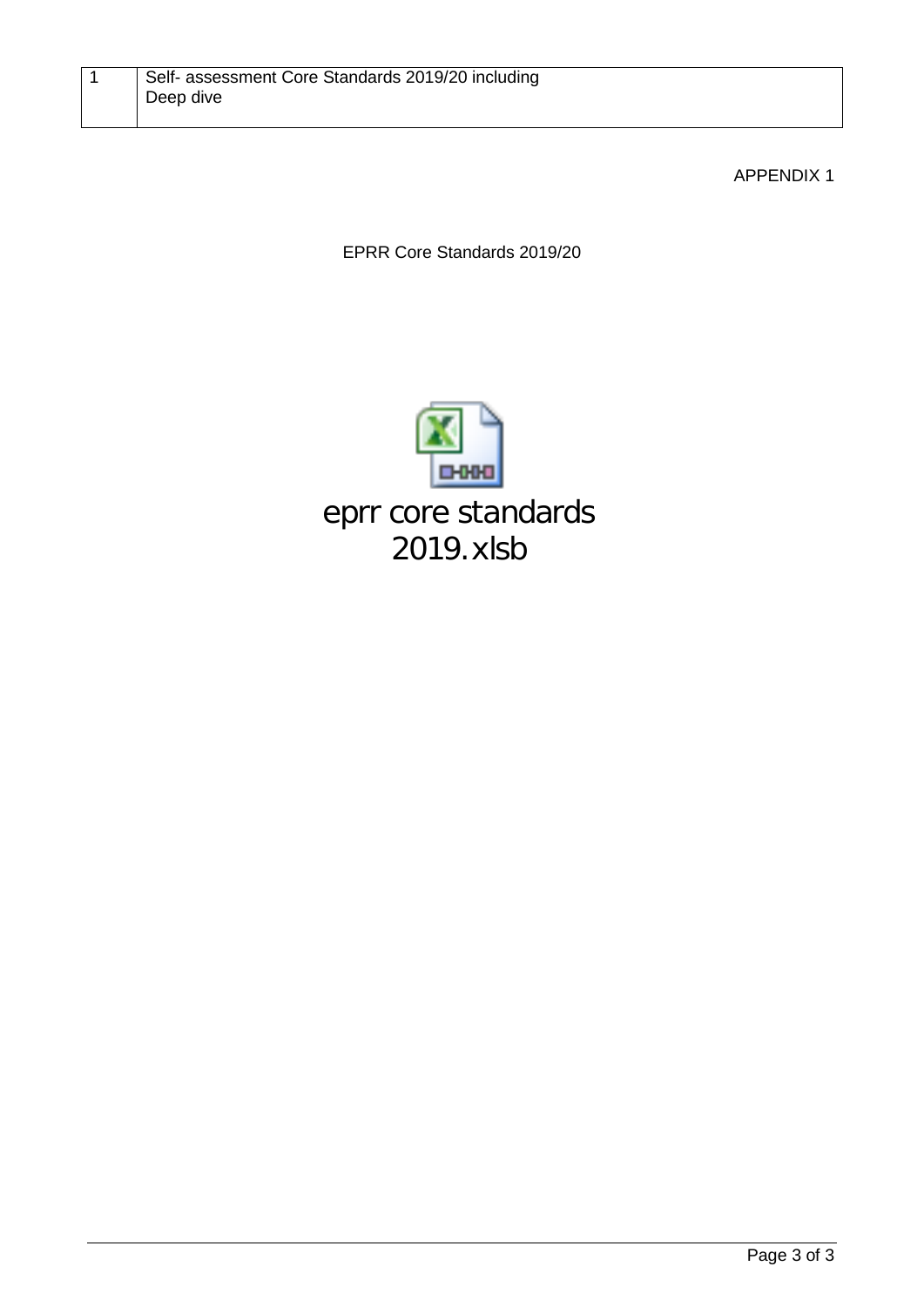| 1 | Self- assessment Core Standards 2019/20 including Deep dive |
|---|---|

APPENDIX 1

EPRR Core Standards 2019/20

eprr core standards 2019.xlsb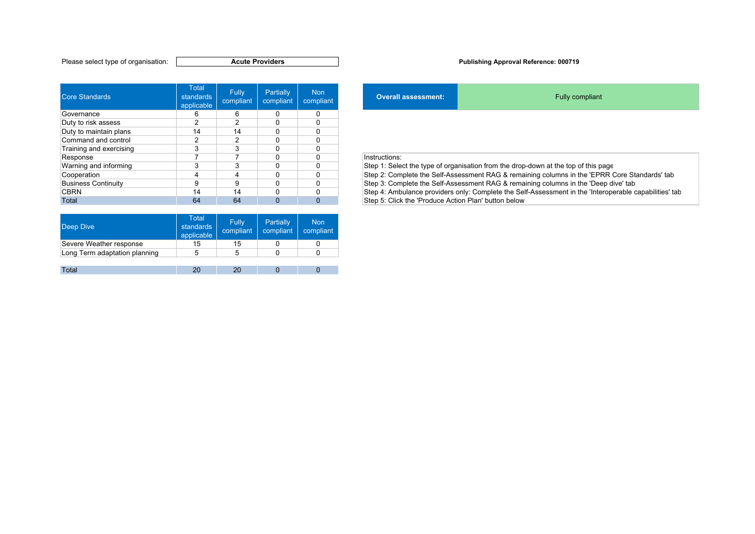Please select type of organisation: **Acute Providers**

**Publishing Approval Reference: 000719**

| Core Standards | Total standards applicable | Fully compliant | Partially compliant | Non compliant |
|---|---|---|---|---|
| Governance | 6 | 6 | 0 | 0 |
| Duty to risk assess | 2 | 2 | 0 | 0 |
| Duty to maintain plans | 14 | 14 | 0 | 0 |
| Command and control | 2 | 2 | 0 | 0 |
| Training and exercising | 3 | 3 | 0 | 0 |
| Response | 7 | 7 | 0 | 0 |
| Warning and informing | 3 | 3 | 0 | 0 |
| Cooperation | 4 | 4 | 0 | 0 |
| Business Continuity | 9 | 9 | 0 | 0 |
| CBRN | 14 | 14 | 0 | 0 |
| Total | 64 | 64 | 0 | 0 |

| Deep Dive | Total standards applicable | Fully compliant | Partially compliant | Non compliant |
|---|---|---|---|---|
| Severe Weather response | 15 | 15 | 0 | 0 |
| Long Term adaptation planning | 5 | 5 | 0 | 0 |
| Total | 20 | 20 | 0 | 0 |

| **Overall assessment:** | Fully compliant |
|---|---|

Instructions:
Step 1: Select the type of organisation from the drop-down at the top of this page
Step 2: Complete the Self-Assessment RAG & remaining columns in the 'EPRR Core Standards' tab
Step 3: Complete the Self-Assessment RAG & remaining columns in the 'Deep dive' tab
Step 4: Ambulance providers only: Complete the Self-Assessment in the 'Interoperable capabilities' tab
Step 5: Click the 'Produce Action Plan' button below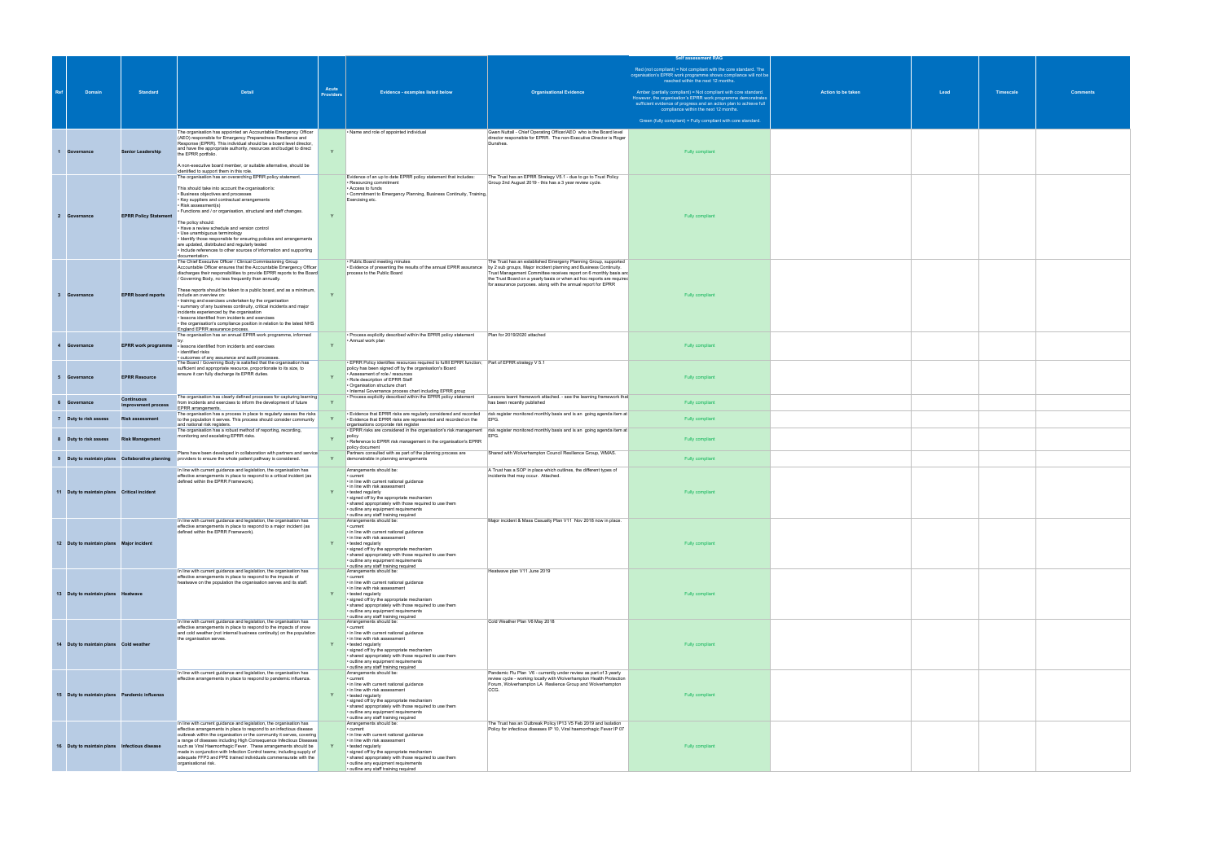| Ref | Domain | Standard | Detail | Acute Providers | Evidence - examples listed below | Organisational Evidence | Self assessment RAG<br><br>Red (not compliant) = Not compliant with the core standard. The organisation's EPRR work programme shows compliance will not be reached within the next 12 months.<br><br>Amber (partially compliant) = Not compliant with core standard. However, the organisation's EPRR work programme demonstrates sufficient evidence of progress and an action plan to achieve full compliance within the next 12 months.<br><br>Green (fully compliant) = Fully compliant with core standard. | Action to be taken | Lead | Timescale | Comments |
|---|---|---|---|---|---|---|---|---|---|---|---|
| 1 | Governance | Senior Leadership | The organisation has appointed an Accountable Emergency Officer (AEO) responsible for Emergency Preparedness Resilience and Response (EPRR). This individual should be a board level director, and have the appropriate authority, resources and budget to direct the EPRR portfolio.<br><br>A non-executive board member, or suitable alternative, should be identified to support them in this role. | Y | • Name and role of appointed individual | Gwen Nuttall - Chief Operating Officer/AEO who is the Board level director responsible for EPRR. The non-Executive Director is Roger Dunshea. | Fully compliant | | | | |
| 2 | Governance | EPRR Policy Statement | The organisation has an overarching EPRR policy statement.<br><br>This should take into account the organisation's:<br>• Business objectives and processes<br>• Key suppliers and contractual arrangements<br>• Risk assessment(s)<br>• Functions and / or organisation, structural and staff changes.<br><br>The policy should:<br>• Have a review schedule and version control<br>• Use unambiguous terminology<br>• Identify those responsible for ensuring policies and arrangements are updated, distributed and regularly tested<br>• Include references to other sources of information and supporting documentation. | Y | Evidence of an up to date EPRR policy statement that includes:<br>• Resourcing commitment<br>• Access to funds<br>• Commitment to Emergency Planning, Business Continuity, Training, Exercising etc. | The Trust has an EPRR Strategy V5.1 - due to go to Trust Policy Group 2nd August 2019 - this has a 3 year review cycle. | Fully compliant | | | | |
| 3 | Governance | EPRR board reports | The Chief Executive Officer / Clinical Commissioning Group Accountable Officer ensures that the Accountable Emergency Officer discharges their responsibilities to provide EPRR reports to the Board / Governing Body, no less frequently than annually.<br><br>These reports should be taken to a public board, and as a minimum, include an overview on:<br>• training and exercises undertaken by the organisation<br>• summary of any business continuity, critical incidents and major incidents experienced by the organisation<br>• lessons identified from incidents and exercises<br>• the organisation's compliance position in relation to the latest NHS England EPRR assurance process. | Y | • Public Board meeting minutes<br>• Evidence of presenting the results of the annual EPRR assurance process to the Public Board | The Trust has an established Emergency Planning Group, supported by 2 sub groups, Major incident planning and Business Continuity. Trust Management Committee receives report on 6 monthly basis and the Trust Board on a yearly basis or when ad hoc reports are required for assurance purposes. along with the annual report for EPRR | Fully compliant | | | | |
| 4 | Governance | EPRR work programme | The organisation has an annual EPRR work programme, informed by:<br>• lessons identified from incidents and exercises<br>• identified risks<br>• outcomes of any assurance and audit processes. | Y | • Process explicitly described within the EPRR policy statement<br>• Annual work plan | Plan for 2019/2020 attached | Fully compliant | | | | |
| 5 | Governance | EPRR Resource | The Board / Governing Body is satisfied that the organisation has sufficient and appropriate resource, proportionate to its size, to ensure it can fully discharge its EPRR duties. | Y | • EPRR Policy identifies resources required to fulfill EPRR function; policy has been signed off by the organisation's Board<br>• Assessment of role / resources<br>• Role description of EPRR Staff<br>• Organisation structure chart<br>• Internal Governance process chart including EPRR group | Part of EPRR strategy V 5.1 | Fully compliant | | | | |
| 6 | Governance | Continuous improvement process | The organisation has clearly defined processes for capturing learning from incidents and exercises to inform the development of future EPRR arrangements. | Y | • Process explicitly described within the EPRR policy statement | Lessons learnt framework attached. - see the learning framework that has been recently published | Fully compliant | | | | |
| 7 | Duty to risk assess | Risk assessment | The organisation has a process in place to regularly assess the risks to the population it serves. This process should consider community and national risk registers. | Y | • Evidence that EPRR risks are regularly considered and recorded<br>• Evidence that EPRR risks are represented and recorded on the organisations corporate risk register | risk register monitored monthly basis and is an going agenda item at EPG. | Fully compliant | | | | |
| 8 | Duty to risk assess | Risk Management | The organisation has a robust method of reporting, recording, monitoring and escalating EPRR risks. | Y | • EPRR risks are considered in the organisation's risk management policy<br>• Reference to EPRR risk management in the organisation's EPRR policy document | risk register monitored monthly basis and is an going agenda item at EPG. | Fully compliant | | | | |
| 9 | Duty to maintain plans | Collaborative planning | Plans have been developed in collaboration with partners and service providers to ensure the whole patient pathway is considered. | Y | Partners consulted with as part of the planning process are demonstrable in planning arrangements | Shared with Wolverhampton Council Resilience Group, WMAS. | Fully compliant | | | | |
| 11 | Duty to maintain plans | Critical incident | In line with current guidance and legislation, the organisation has effective arrangements in place to respond to a critical incident (as defined within the EPRR Framework). | Y | Arrangements should be:<br>• current<br>• in line with current national guidance<br>• in line with risk assessment<br>• tested regularly<br>• signed off by the appropriate mechanism<br>• shared appropriately with those required to use them<br>• outline any equipment requirements<br>• outline any staff training required | A Trust has a SOP in place which outlines, the different types of incidents that may occur. Attached. | Fully compliant | | | | |
| 12 | Duty to maintain plans | Major incident | In line with current guidance and legislation, the organisation has effective arrangements in place to respond to a major incident (as defined within the EPRR Framework). | Y | Arrangements should be:<br>• current<br>• in line with current national guidance<br>• in line with risk assessment<br>• tested regularly<br>• signed off by the appropriate mechanism<br>• shared appropriately with those required to use them<br>• outline any equipment requirements<br>• outline any staff training required | Major Incident & Mass Casualty Plan V11 Nov 2018 now in place. | Fully compliant | | | | |
| 13 | Duty to maintain plans | Heatwave | In line with current guidance and legislation, the organisation has effective arrangements in place to respond to the impacts of heatwave on the population the organisation serves and its staff. | Y | Arrangements should be:<br>• current<br>• in line with current national guidance<br>• in line with risk assessment<br>• tested regularly<br>• signed off by the appropriate mechanism<br>• shared appropriately with those required to use them<br>• outline any equipment requirements<br>• outline any staff training required | Heatwave plan V11 June 2019 | Fully compliant | | | | |
| 14 | Duty to maintain plans | Cold weather | In line with current guidance and legislation, the organisation has effective arrangements in place to respond to the impacts of snow and cold weather (not internal business continuity) on the population the organisation serves. | Y | Arrangements should be:<br>• current<br>• in line with current national guidance<br>• in line with risk assessment<br>• tested regularly<br>• signed off by the appropriate mechanism<br>• shared appropriately with those required to use them<br>• outline any equipment requirements<br>• outline any staff training required | Cold Weather Plan V6 May 2018 | Fully compliant | | | | |
| 15 | Duty to maintain plans | Pandemic influenza | In line with current guidance and legislation, the organisation has effective arrangements in place to respond to pandemic influenza. | Y | Arrangements should be:<br>• current<br>• in line with current national guidance<br>• in line with risk assessment<br>• tested regularly<br>• signed off by the appropriate mechanism<br>• shared appropriately with those required to use them<br>• outline any equipment requirements<br>• outline any staff training required | Pandemic Flu Plan V6 - currently under review as part of 3 yearly review cycle - working locally with Wolverhampton Health Protection Forum, Wolverhampton LA Resilience Group and Wolverhampton CCG. | Fully compliant | | | | |
| 16 | Duty to maintain plans | Infectious disease | In line with current guidance and legislation, the organisation has effective arrangements in place to respond to an infectious disease outbreak within the organisation or the community it serves, covering a range of diseases including High Consequence Infectious Diseases such as Viral Haemorrhagic Fever. These arrangements should be made in conjunction with Infection Control teams; including supply of adequate FFP3 and PPE trained individuals commensurate with the organisational risk. | Y | Arrangements should be:<br>• current<br>• in line with current national guidance<br>• in line with risk assessment<br>• tested regularly<br>• signed off by the appropriate mechanism<br>• shared appropriately with those required to use them<br>• outline any equipment requirements<br>• outline any staff training required | The Trust has an Outbreak Policy IP13 V5 Feb 2019 and Isolation Policy for infectious diseases IP 10, Viral haemorrhagic Fever IP 07 | Fully compliant | | | | |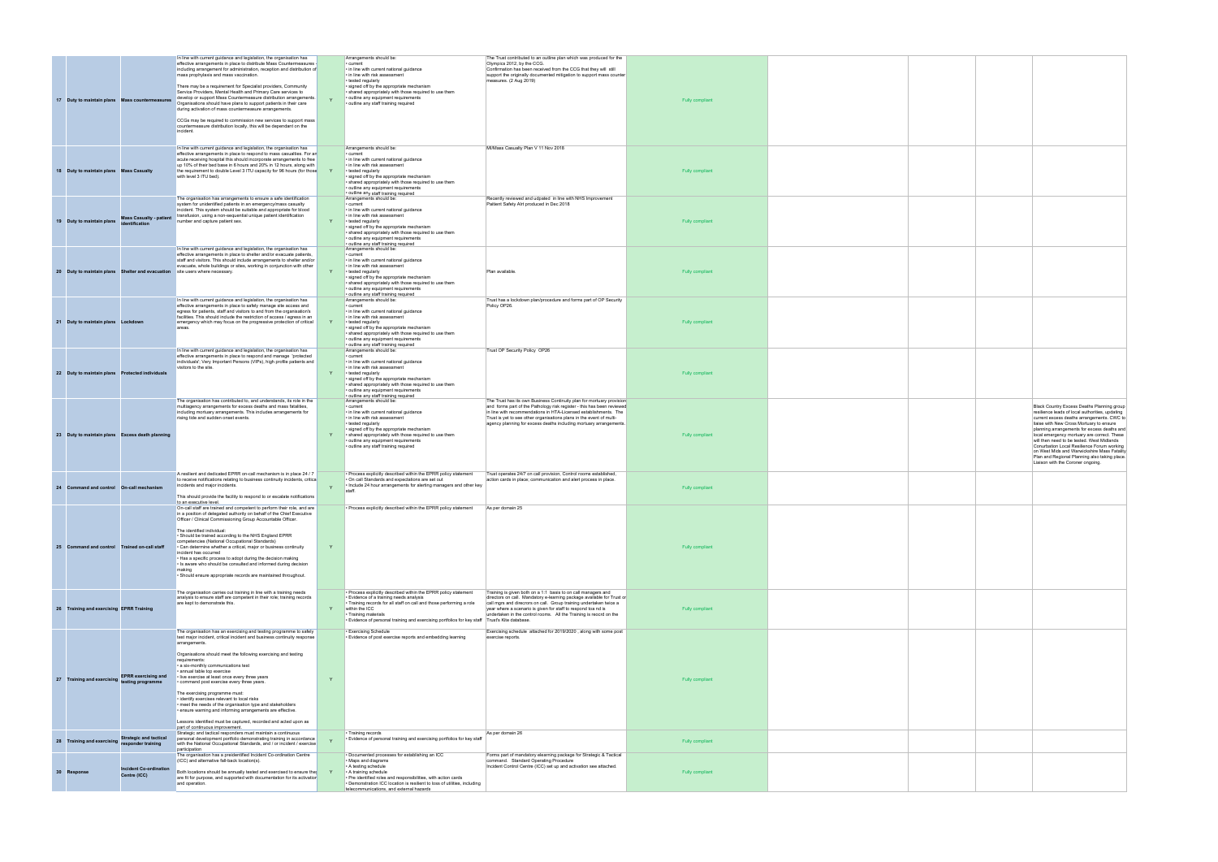| | | | | | | | | | | | |
|---|---|---|---|---|---|---|---|---|---|---|---|
| 17 | Duty to maintain plans | Mass countermeasures | In line with current guidance and legislation, the organisation has effective arrangements in place to distribute Mass Countermeasures - including arrangement for administration, reception and distribution of mass prophylaxis and mass vaccination.<br><br>There may be a requirement for Specialist providers, Community Service Providers, Mental Health and Primary Care services to develop or support Mass Countermeasure distribution arrangements. Organisations should have plans to support patients in their care during activation of mass countermeasure arrangements.<br><br>CCGs may be required to commission new services to support mass countermeasure distribution locally, this will be dependant on the incident. | Y | Arrangements should be:<br>• current<br>• in line with current national guidance<br>• in line with risk assessment<br>• tested regularly<br>• signed off by the appropriate mechanism<br>• shared appropriately with those required to use them<br>• outline any equipment requirements<br>• outline any staff training required | The Trust contributed to an outline plan which was produced for the Olympics 2012, by the CCG.<br>Confirmation has been received from the CCG that they will still support the originally documented mitigation to support mass counter measures. (2 Aug 2019) | Fully compliant | | | | |
| 18 | Duty to maintain plans | Mass Casualty | In line with current guidance and legislation, the organisation has effective arrangements in place to respond to mass casualties. For an acute receiving hospital this should incorporate arrangements to free up 10% of their bed base in 6 hours and 20% in 12 hours, along with the requirement to double Level 3 ITU capacity for 96 hours (for those with level 3 ITU bed). | Y | Arrangements should be:<br>• current<br>• in line with current national guidance<br>• in line with risk assessment<br>• tested regularly<br>• signed off by the appropriate mechanism<br>• shared appropriately with those required to use them<br>• outline any equipment requirements<br>• outline any staff training required | MI/Mass Casualty Plan V 11 Nov 2018 | Fully compliant | | | | |
| 19 | Duty to maintain plans | Mass Casualty - patient identification | The organisation has arrangements to ensure a safe identification system for unidentified patients in an emergency/mass casualty incident. This system should be suitable and appropriate for blood transfusion, using a non-sequential unique patient identification number and capture patient sex. | Y | Arrangements should be:<br>• current<br>• in line with current national guidance<br>• in line with risk assessment<br>• tested regularly<br>• signed off by the appropriate mechanism<br>• shared appropriately with those required to use them<br>• outline any equipment requirements<br>• outline any staff training required | Recently reviewed and udpated in line with NHS Improvement Patient Safety Alrt produced in Dec 2018. | Fully compliant | | | | |
| 20 | Duty to maintain plans | Shelter and evacuation | In line with current guidance and legislation, the organisation has effective arrangements in place to shelter and/or evacuate patients, staff and visitors. This should include arrangements to shelter and/or evacuate, whole buildings or sites, working in conjunction with other site users where necessary. | Y | Arrangements should be:<br>• current<br>• in line with current national guidance<br>• in line with risk assessment<br>• tested regularly<br>• signed off by the appropriate mechanism<br>• shared appropriately with those required to use them<br>• outline any equipment requirements<br>• outline any staff training required | Plan available. | Fully compliant | | | | |
| 21 | Duty to maintain plans | Lockdown | In line with current guidance and legislation, the organisation has effective arrangements in place to safely manage site access and egress for patients, staff and visitors to and from the organisation's facilities. This should include the restriction of access / egress in an emergency which may focus on the progressive protection of critical areas. | Y | Arrangements should be:<br>• current<br>• in line with current national guidance<br>• in line with risk assessment<br>• tested regularly<br>• signed off by the appropriate mechanism<br>• shared appropriately with those required to use them<br>• outline any equipment requirements<br>• outline any staff training required | Trust has a lockdown plan/procedure and forms part of OP Security Policy OP26. | Fully compliant | | | | |
| 22 | Duty to maintain plans | Protected individuals | In line with current guidance and legislation, the organisation has effective arrangements in place to respond and manage 'protected individuals'; Very Important Persons (VIPs), high profile patients and visitors to the site. | Y | Arrangements should be:<br>• current<br>• in line with current national guidance<br>• in line with risk assessment<br>• tested regularly<br>• signed off by the appropriate mechanism<br>• shared appropriately with those required to use them<br>• outline any equipment requirements<br>• outline any staff training required | Trust OP Security Policy OP26 | Fully compliant | | | | |
| 23 | Duty to maintain plans | Excess death planning | The organisation has contributed to, and understands, its role in the multiagency arrangements for excess deaths and mass fatalities, including mortuary arrangements. This includes arrangements for rising tide and sudden onset events. | Y | Arrangements should be:<br>• current<br>• in line with current national guidance<br>• in line with risk assessment<br>• tested regularly<br>• signed off by the appropriate mechanism<br>• shared appropriately with those required to use them<br>• outline any equipment requirements<br>• outline any staff training required | The Trust has its own Business Continuity plan for mortuary provision and forms part of the Pathology risk register - this has been reviewed in line with recommendations in HTA-Licensed establishments. The Trust is yet to see other organisations plans in the event of multi-agency planning for excess deaths including mortuary arrangements. | Fully compliant | | | | Black Country Excess Deaths Planning group resilience leads of local authorities, updating current excess deaths arrangements. CWC to liaise with New Cross Mortuary to ensure planning arrangements for excess deaths and local emergency mortuary are correct. These will then need to be tested. West Midlands Conurbation Local Resilience Forum working on West Mids and Warwickshire Mass Fatality Plan and Regional Planning also taking place. Liaison with the Coroner ongoing. |
| 24 | Command and control | On-call mechanism | A resilient and dedicated EPRR on-call mechanism is in place 24 / 7 to receive notifications relating to business continuity incidents, critical incidents and major incidents.<br><br>This should provide the facility to respond to or escalate notifications to an executive level. | Y | • Process explicitly described within the EPRR policy statement<br>• On call Standards and expectations are set out<br>• Include 24 hour arrangements for alerting managers and other key staff. | Trust operates 24/7 on call provision. Control rooms established, action cards in place; communication and alert process in place. | Fully compliant | | | | |
| 25 | Command and control | Trained on-call staff | On-call staff are trained and competent to perform their role, and are in a position of delegated authority on behalf of the Chief Executive Officer / Clinical Commissioning Group Accountable Officer.<br><br>The identified individual:<br>• Should be trained according to the NHS England EPRR competencies (National Occupational Standards)<br>• Can determine whether a critical, major or business continuity incident has occurred<br>• Has a specific process to adopt during the decision making<br>• Is aware who should be consulted and informed during decision making<br>• Should ensure appropriate records are maintained throughout. | Y | • Process explicitly described within the EPRR policy statement | As per domain 25 | Fully compliant | | | | |
| 26 | Training and exercising | EPRR Training | The organisation carries out training in line with a training needs analysis to ensure staff are competent in their role; training records are kept to demonstrate this. | Y | • Process explicitly described within the EPRR policy statement<br>• Evidence of a training needs analysis<br>• Training records for all staff on call and those performing a role within the ICC<br>• Training materials<br>• Evidence of personal training and exercising portfolios for key staff | Training is given both on a 1:1 basis to on call managers and directors on call. Mandatory e-learning package available for Trust on call mgrs and direcrors on call. Group training undertaken twice a year where a scenario is given for staff to respond toa nd is underteken in the control rooms. All the Training is record on the Trust's Kite database. | Fully compliant | | | | |
| 27 | Training and exercising | EPRR exercising and testing programme | The organisation has an exercising and testing programme to safely test major incident, critical incident and business continuity response arrangements.<br><br>Organisations should meet the following exercising and testing requirements:<br>• a six-monthly communications test<br>• annual table top exercise<br>• live exercise at least once every three years<br>• command post exercise every three years.<br><br>The exercising programme must:<br>• identify exercises relevant to local risks<br>• meet the needs of the organisation type and stakeholders<br>• ensure warning and informing arrangements are effective.<br><br>Lessons identified must be captured, recorded and acted upon as part of continuous improvement. | Y | • Exercising Schedule<br>• Evidence of post exercise reports and embedding learning | Exercising schedule attached for 2019/2020 , along with some post exercise reports. | Fully compliant | | | | |
| 28 | Training and exercising | Strategic and tactical responder training | Strategic and tactical responders must maintain a continuous personal development portfolio demonstrating training in accordance with the National Occupational Standards, and / or incident / exercise participation | Y | • Training records<br>• Evidence of personal training and exercising portfolios for key staff | As per domain 26 | Fully compliant | | | | |
| 29 | Response | Incident Co-ordination Centre (ICC) | The organisation has a preidentified Incident Co-ordination Centre (ICC) and alternative fall-back location(s).<br><br>Both locations should be annually tested and exercised to ensure they are fit for purpose, and supported with documentation for its activation and operation. | Y | • Documented processes for establishing an ICC<br>• Maps and diagrams<br>• A testing schedule<br>• A training schedule<br>• Pre identified roles and responsibilities, with action cards<br>• Demonstration ICC location is resilient to loss of utilities, including telecommunications, and external hazards | Forms part of mandatory elearning package for Strategic & Tactical command. Standard Operating Procedure<br>Incident Control Centre (ICC) set up and activation see attached. | Fully compliant | | | | |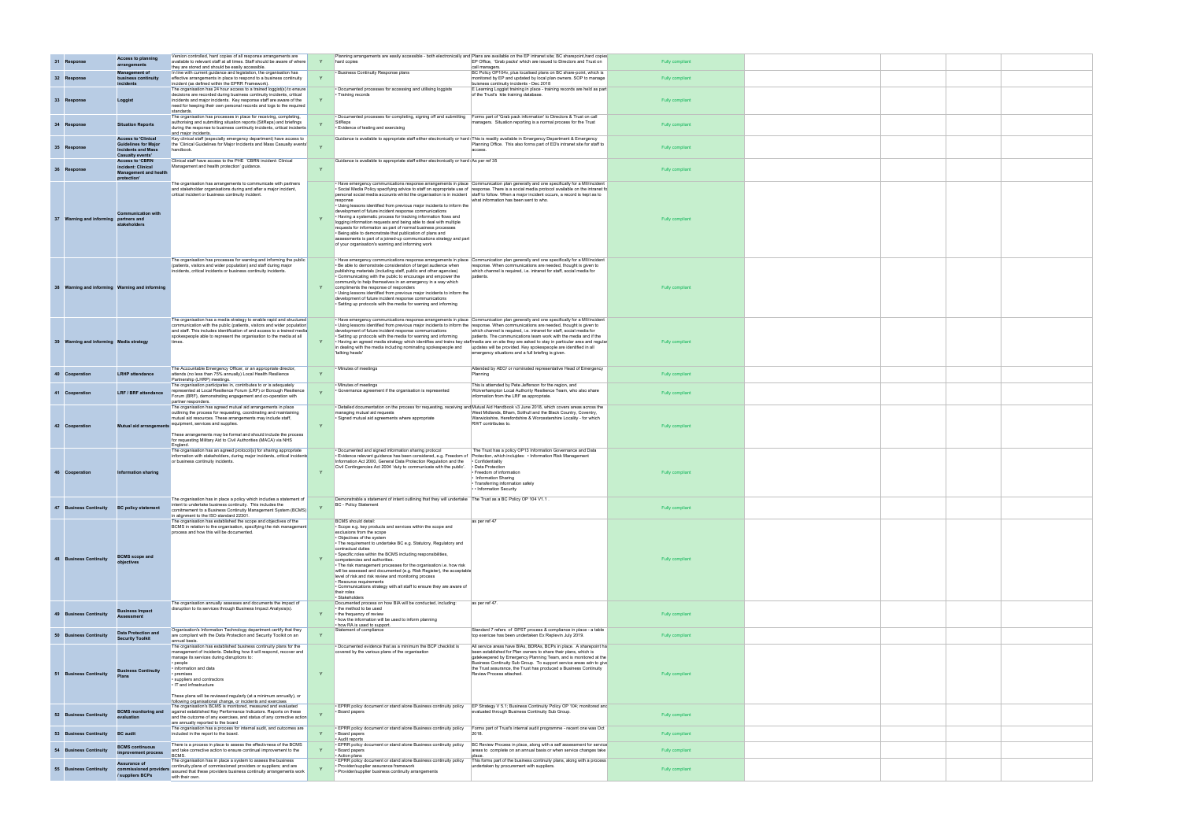| | | | | | | | | | | |
|---|---|---|---|---|---|---|---|---|---|---|
| 31 | Response | Access to planning arrangements | Version controlled, hard copies of all response arrangements are available to relevant staff at all times. Staff should be aware of where they are stored and should be easily accessible. | Y | Planning arrangements are easily accessible - both electronically and hard copies | Plans are available on the EP intranet site, BC sharepoint,hard copies EP Office, 'Grab packs' which are issued to Directors and Trust on call managers. | Fully compliant | | | |
| 32 | Response | Management of business continuity incidents | In line with current guidance and legislation, the organisation has effective arrangements in place to respond to a business continuity incident (as defined within the EPRR Framework). | Y | • Business Continuity Response plans | BC Policy OP104a, plus localised plans on BC share-point, which is monitored by EP and updated by local plan owners. SOP to manage business continuity incidents - Dec 2018 | Fully compliant | | | |
| 33 | Response | Loggist | The organisation has 24 hour access to a trained loggist(s) to ensure decisions are recorded during business continuity incidents, critical incidents and major incidents. Key response staff are aware of the need for keeping their own personal records and logs to the required standards. | Y | • Documented processes for accessing and utilising loggists<br>• Training records | E Learning Loggist training in place - training records are held as part of the Trust's kite training database. | Fully compliant | | | |
| 34 | Response | Situation Reports | The organisation has processes in place for receiving, completing, authorising and submitting situation reports (SitReps) and briefings during the response to business continuity incidents, critical incidents and major incidents. | Y | • Documented processes for completing, signing off and submitting SitReps<br>• Evidence of testing and exercising | Forms part of 'Grab pack information' to Directors & Trust on call managers. Situation reporting is a normal process for the Trust | Fully compliant | | | |
| 35 | Response | Access to 'Clinical Guidelines for Major Incidents and Mass Casualty events' | Key clinical staff (especially emergency department) have access to the 'Clinical Guidelines for Major Incidents and Mass Casualty events' handbook. | Y | Guidance is available to appropriate staff either electronically or hard copies | This is readily available in Emergency Department & Emergency Planning Office. This also forms part of ED's intranet site for staff to access. | Fully compliant | | | |
| 36 | Response | Access to 'CBRN incident: Clinical Management and health protection' | Clinical staff have access to the PHE 'CBRN incident: Clinical Management and health protection' guidance. | Y | Guidance is available to appropriate staff either electronically or hard copies | As per ref 35 | Fully compliant | | | |
| 37 | Warning and informing | Communication with partners and stakeholders | The organisation has arrangements to communicate with partners and stakeholder organisations during and after a major incident, critical incident or business continuity incident. | Y | • Have emergency communications response arrangements in place<br>• Social Media Policy specifying advice to staff on appropriate use of personal social media accounts whilst the organisation is in incident response<br>• Using lessons identified from previous major incidents to inform the development of future incident response communications<br>• Having a systematic process for tracking information flows and logging information requests and being able to deal with multiple requests for information as part of normal business processes<br>• Being able to demonstrate that publication of plans and assessments is part of a joined-up communications strategy and part of your organisation's warning and informing work | Communication plan generally and one specifically for a MI/incident response. There is a social media protocol available on the intranet for staff to follow. When a major incident occurs, a record is kept as to what information has been sent to who. | Fully compliant | | | |
| 38 | Warning and informing | Warning and informing | The organisation has processes for warning and informing the public (patients, visitors and wider population) and staff during major incidents, critical incidents or business continuity incidents. | Y | • Have emergency communications response arrangements in place<br>• Be able to demonstrate consideration of target audience when publishing materials (including staff, public and other agencies)<br>• Communicating with the public to encourage and empower the community to help themselves in an emergency in a way which compliments the response of responders<br>• Using lessons identified from previous major incidents to inform the development of future incident response communications<br>• Setting up protocols with the media for warning and informing | Communication plan generally and one specifically for a MI/incident response. When communications are needed, thought is given to which channel is required, i.e. intranet for staff, social media for patients. | Fully compliant | | | |
| 39 | Warning and informing | Media strategy | The organisation has a media strategy to enable rapid and structured communication with the public (patients, visitors and wider population) and staff. This includes identification of and access to a trained media spokespeople able to represent the organisation to the media at all times. | Y | • Have emergency communications response arrangements in place<br>• Using lessons identified from previous major incidents to inform the development of future incident response communications<br>• Setting up protocols with the media for warning and informing<br>• Having an agreed media strategy which identifies and trains key staff in dealing with the media including nominating spokespeople and 'talking heads' | Communication plan generally and one specifically for a MI/incident response. When communications are needed, thought is given to which channel is required, i.e. intranet for staff, social media for patients. The communications team work with the media and if the media are on site they are asked to stay in particular area and regular updates will be provided. Key spokespeople are identified in all emergency situations and a full briefing is given. | Fully compliant | | | |
| 40 | Cooperation | LRHP attendance | The Accountable Emergency Officer, or an appropriate director, attends (no less than 75% annually) Local Health Resilience Partnership (LHRP) meetings. | Y | • Minutes of meetings | Attended by AEO/ or nominated representative Head of Emergency Planning | Fully compliant | | | |
| 41 | Cooperation | LRF / BRF attendance | The organisation participates in, contributes to or is adequately represented at Local Resilience Forum (LRF) or Borough Resilience Forum (BRF), demonstrating engagement and co-operation with partner responders. | Y | • Minutes of meetings<br>• Governance agreement if the organisation is represented | This is attended by Pete Jefferson for the region, and Wolverhampton Local Authority Resilience Team, who also share information from the LRF as appropriate. | Fully compliant | | | |
| 42 | Cooperation | Mutual aid arrangements | The organisation has agreed mutual aid arrangements in place outlining the process for requesting, coordinating and maintaining mutual aid resources. These arrangements may include staff, equipment, services and supplies.<br><br>These arrangements may be formal and should include the process for requesting Military Aid to Civil Authorities (MACA) via NHS England. | Y | • Detailed documentation on the process for requesting, receiving and managing mutual aid requests<br>• Signed mutual aid agreements where appropriate | Mutual Aid Handbook v3 June 2018, which covers areas across the West Midlands, Bham, Solihull and the Black Country, Coventry, Warwickshire, Herefordshire & Worcestershire Locality - for which RWT contributes to. | Fully compliant | | | |
| 46 | Cooperation | Information sharing | The organisation has an agreed protocol(s) for sharing appropriate information with stakeholders, during major incidents, critical incidents or business continuity incidents. | Y | • Documented and signed information sharing protocol<br>• Evidence relevant guidance has been considered, e.g. Freedom of Information Act 2000, General Data Protection Regulation and the Civil Contingencies Act 2004 'duty to communicate with the public'. | The Trust has a policy OP13 Information Governance and Data Protection, which includes: • Information Risk Management<br>• Confidentiality<br>• Data Protection<br>• Freedom of information<br>• Information Sharing<br>• Transferring information safely<br>• • Information Security | Fully compliant | | | |
| 47 | Business Continuity | BC policy statement | The organisation has in place a policy which includes a statement of intent to undertake business continuity. This includes the commitment to a Business Continuity Management System (BCMS) in alignment to the ISO standard 22301. | Y | Demonstrable a statement of intent outlining that they will undertake BC - Policy Statement | The Trust as a BC Policy OP 104 V1.1 | Fully compliant | | | |
| 48 | Business Continuity | BCMS scope and objectives | The organisation has established the scope and objectives of the BCMS in relation to the organisation, specifying the risk management process and how this will be documented. | Y | BCMS should detail:<br>• Scope e.g. key products and services within the scope and exclusions from the scope<br>• Objectives of the system<br>• The requirement to undertake BC e.g. Statutory, Regulatory and contractual duties<br>• Specific roles within the BCMS including responsibilities, competencies and authorities.<br>• The risk management processes for the organisation i.e. how risk will be assessed and documented (e.g. Risk Register), the acceptable level of risk and risk review and monitoring process<br>• Resource requirements<br>• Communications strategy with all staff to ensure they are aware of their roles<br>• Stakeholders | as per ref 47 | Fully compliant | | | |
| 49 | Business Continuity | Business Impact Assessment | The organisation annually assesses and documents the impact of disruption to its services through Business Impact Analysis(s). | Y | Documented process on how BIA will be conducted, including:<br>• the method to be used<br>• the frequency of review<br>• how the information will be used to inform planning<br>• how RA is used to support. | as per ref 47. | Fully compliant | | | |
| 50 | Business Continuity | Data Protection and Security Toolkit | Organisation's Information Technology department certify that they are compliant with the Data Protection and Security Toolkit on an annual basis. | Y | Statement of compliance | Standard 7 refers of DPST process & compliance in place - a table top exercise has been undertaken Ex Replevin July 2019. | Fully compliant | | | |
| 51 | Business Continuity | Business Continuity Plans | The organisation has established business continuity plans for the management of incidents. Detailing how it will respond, recover and manage its services during disruptions to:<br>• people<br>• information and data<br>• premises<br>• suppliers and contractors<br>• IT and infrastructure<br><br>These plans will be reviewed regularly (at a minimum annually), or following organisational change, or incidents and exercises. | Y | • Documented evidence that as a minimum the BCP checklist is covered by the various plans of the organisation | All service areas have BIAs, BDRAs, BCPs in place. A sharepoint has been established for Plan owners to share their plans, which is gatekeepered by Emergency Planning Team, and is monitored at the Business Continuity Sub Group. To support service areas adn to give the Trust assurance, the Trust has produced a Business Continuity Review Process attached. | Fully compliant | | | |
| 52 | Business Continuity | BCMS monitoring and evaluation | The organisation's BCMS is monitored, measured and evaluated against established Key Performance Indicators. Reports on these and the outcome of any exercises, and status of any corrective action are annually reported to the board. | Y | • EPRR policy document or stand alone Business continuity policy<br>• Board papers | EP Strategy V 5.1; Business Continuity Policy OP 104; monitored and evaluated through Business Continuity Sub Group. | Fully compliant | | | |
| 53 | Business Continuity | BC audit | The organisation has a process for internal audit, and outcomes are included in the report to the board. | Y | • EPRR policy document or stand alone Business continuity policy<br>• Board papers<br>• Audit reports | Forms part of Trust's internal audit programme - recent one was Oct 2018. | Fully compliant | | | |
| 54 | Business Continuity | BCMS continuous improvement process | There is a process in place to assess the effectiveness of the BCMS and take corrective action to ensure continual improvement to the BCMS. | Y | • EPRR policy document or stand alone Business continuity policy<br>• Board papers<br>• Action plans | BC Review Process in place, along with a self assessment for service areas to complete on an annual basis or when service changes take place. | Fully compliant | | | |
| 55 | Business Continuity | Assurance of commissioned providers / suppliers BCPs | The organisation has in place a system to assess the business continuity plans of commissioned providers or suppliers; and are assured that these providers business continuity arrangements work with their own. | Y | • EPRR policy document or stand alone Business continuity policy<br>• Provider/supplier assurance framework<br>• Provider/supplier business continuity arrangements | This forms part of the business continuity plans, along with a process undertaken by procurement with suppliers. | Fully compliant | | | |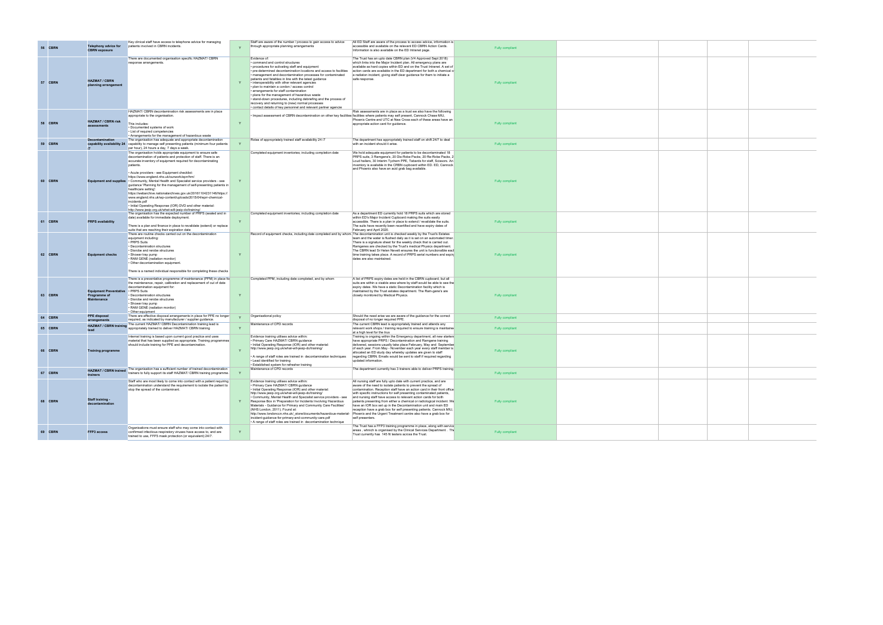| 56 | CBRN | Telephony advice for CBRN exposure | Key clinical staff have access to telephone advice for managing patients involved in CBRN incidents. | Y | Staff are aware of the number / process to gain access to advice through appropriate planning arrangements | All ED Staff are aware of the process to access advice, information is accessible and available on the relevant ED CBRN Action Cards. Information is also available on the ED Intranet page. | Fully compliant | | | | |
|---|---|---|---|---|---|---|---|---|---|---|---|
| 57 | CBRN | HAZMAT / CBRN planning arrangement | There are documented organisation specific HAZMAT/ CBRN response arrangements. | Y | Evidence of: • command and control structures • procedures for activating staff and equipment • pre-determined decontamination locations and access to facilities • management and decontamination processes for contaminated patients and fatalities in line with the latest guidance • interoperability with other relevant agencies • plan to maintain a cordon / access control • arrangements for staff contamination • plans for the management of hazardous waste • stand-down procedures, including debriefing and the process of recovery and returning to (new) normal processes • contact details of key personnel and relevant partner agencies | The Trust has an upto date CBRN plan (V4 Approved Sept 2018) which links into the Major Incident plan. All emergency plans are available as hard copies within ED and on the Trust Intranet. A set of action cards are available in the ED department for both a chemical or a radiation incident, giving staff clear guidance for them to initiate a safe response. | Fully compliant | | | | |
| 58 | CBRN | HAZMAT / CBRN risk assessments | HAZMAT/ CBRN decontamination risk assessments are in place appropriate to the organisation. This includes: • Documented systems of work • List of required competencies • Arrangements for the management of hazardous waste | Y | • Impact assessment of CBRN decontamination on other key facilities | Risk assessments are in place as a trust we also have the following facilities where patients may self present, Cannock Chase MIU, Phoenix Centre and UTC at New Cross each of these areas have an appropriate action card for guidance. | Fully compliant | | | | |
| 59 | CBRN | Decontamination capability availability 24 /7 | The organisation has adequate and appropriate decontamination capability to manage self presenting patients (minimum four patients per hour), 24 hours a day, 7 days a week. | Y | Rotas of appropriately trained staff availability 24 /7 | The department has appropriately trained staff on shift 24/7 to deal with an incident should it arise. | Fully compliant | | | | |
| 60 | CBRN | Equipment and supplies | The organisation holds appropriate equipment to ensure safe decontamination of patients and protection of staff. There is an accurate inventory of equipment required for decontaminating patients. • Acute providers - see Equipment checklist: https://www.england.nhs.uk/ourwork/eprr/hm/ • Community, Mental Health and Specialist service providers - see guidance 'Planning for the management of self-presenting patients in healthcare setting': https://webarchive.nationalarchives.gov.uk/20161104231146/https://www.england.nhs.uk/wp-content/uploads/2015/04/eprr-chemical-incidents.pdf • Initial Operating Response (IOR) DVD and other material: http://www.jesip.org.uk/what-will-jesip-do/training/ | Y | Completed equipment inventories; including completion date | We hold adequate equipment for patients to be decontaminated 18 PRPS suits, 3 Ramgene's, 20 Dis-Robe Packs, 20 Re-Robe Packs, 2 Loud hailers, 30 Interim Tychem PPE, Tabards for staff, Scissors. An inventory is available in the CRBN cupboard within ED. ED, Cannock and Phoenix also have an acid grab bag available. | Fully compliant | | | | |
| 61 | CBRN | PRPS availability | The organisation has the expected number of PRPS (sealed and in date) available for immediate deployment. There is a plan and finance in place to revalidate (extend) or replace suits that are reaching their expiration date | Y | Completed equipment inventories; including completion date | As a department ED currently hold 18 PRPS suits which are stored within ED's Major Incident Cupboard making the suits easily accessible. There is a plan in place to extend / revalidate the suits. The suits have recently been recertified and have expiry dates of February and April 2020. | Fully compliant | | | | |
| 62 | CBRN | Equipment checks | There are routine checks carried out on the decontamination equipment including: • PRPS Suits • Decontamination structures • Disrobe and rerobe structures • Shower tray pump • RAM GENE (radiation monitor) • Other decontamination equipment. There is a named individual responsible for completing these checks | Y | Record of equipment checks, including date completed and by whom. | The decontamination unit is checked weekly by the Trust's Estates team and the water is flushed daily as it is set on an automated timer. There is a signature sheet for the weekly check that is carried out. Ramgenes are checked by the Trust's medical Physics department. The CBRN lead Sr Helen Newell ensures the unit is functionable each time training takes place. A record of PRPS serial numbers and expiry dates are also maintained. | Fully compliant | | | | |
| 63 | CBRN | Equipment Preventative Programme of Maintenance | There is a preventative programme of maintenance (PPM) in place for the maintenance, repair, calibration and replacement of out of date decontamination equipment for: • PRPS Suits • Decontamination structures • Disrobe and rerobe structures • Shower tray pump • RAM GENE (radiation monitor) • Other equipment | Y | Completed PPM, including date completed, and by whom | A list of PRPS expiry dates are held in the CBRN cupboard, but all suits are within a visable area where by staff would be able to see the expiry dates. We have a static Decontamination facility which is maintained by the Trust estates department. The Ram-gene's are closely monitored by Medical Physics. | Fully compliant | | | | |
| 64 | CBRN | PPE disposal arrangements | There are effective disposal arrangements in place for PPE no longer required, as indicated by manufacturer / supplier guidance. | Y | Organisational policy | Should the need arise we are aware of the guidance for the correct disposal of no longer required PPE. | Fully compliant | | | | |
| 65 | CBRN | HAZMAT / CBRN training lead | The current HAZMAT/ CBRN Decontamination training lead is appropriately trained to deliver HAZMAT/ CBRN training | Y | Maintenance of CPD records | The current CBRN lead is appropriately trained and attends any relevant work shops / training required to ensure training is maintained at a high level for the trus | Fully compliant | | | | |
| 66 | CBRN | Training programme | Internal training is based upon current good practice and uses material that has been supplied as appropriate. Training programmes should include training for PPE and decontamination. | Y | Evidence training utilises advice within: • Primary Care HAZMAT/ CBRN guidance • Initial Operating Response (IOR) and other material: http://www.jesip.org.uk/what-will-jesip-do/training/ • A range of staff roles are trained in decontamination techniques • Lead identified for training • Established system for refresher training | Training is ongoing within the Emergency department, all new starters have appropriate PRPS / Decontamination and Ramgene training delivered, sessions usually take place February, May and September of each year. From May - November each year every staff member is allocated an ED study day whereby updates are given to staff regarding CBRN. Emails would be sent to staff if required regarding updated information. | Fully compliant | | | | |
| 67 | CBRN | HAZMAT / CBRN trained trainers | The organisation has a sufficient number of trained decontamination trainers to fully support its staff HAZMAT/ CBRN training programme. | Y | Maintenance of CPD records | The department currently has 3 trainers able to deliver PRPS training | Fully compliant | | | | |
| 68 | CBRN | Staff training - decontamination | Staff who are most likely to come into contact with a patient requiring decontamination understand the requirement to isolate the patient to stop the spread of the contaminant. | Y | Evidence training utilises advice within: • Primary Care HAZMAT/ CBRN guidance • Initial Operating Response (IOR) and other material: http://www.jesip.org.uk/what-will-jesip-do/training/ • Community, Mental Health and Specialist service providers - see Response Box in 'Preparation for Incidents Involving Hazardous Materials - Guidance for Primary and Community Care Facilities' (NHS London, 2011). Found at: http://www.londonccn.nhs.uk/_store/documents/hazardous-material-incident-guidance-for-primary-and-community-care.pdf • A range of staff roles are trained in decontamination technique | All nursing staff are fully upto date with current practice, and are aware of the need to isolate patients to prevent the spread of contamination. Reception staff have an action card in their front office with specific instructions for self presenting contaminated patients, and nursing staff have access to relevant action cards for both patients presenting from either a chemical or radiological incident. We have an IOR box set up in the Decontamination unit and main ED reception have a grab box for self presenting patients. Cannock MIU, Phoenix and the Urgent Treatment centre also have a grab box for self presenters. | Fully compliant | | | | |
| 69 | CBRN | FFP3 access | Organisations must ensure staff who may come into contact with confirmed infectious respiratory viruses have access to, and are trained to use, FFP3 mask protection (or equivalent) 24/7. | Y | | The Trust has a FFP3 training programme in place, along with service areas , which is organised by the Clinical Services Department . The Trust currently has 145 fit testers across the Trust. | Fully compliant | | | | |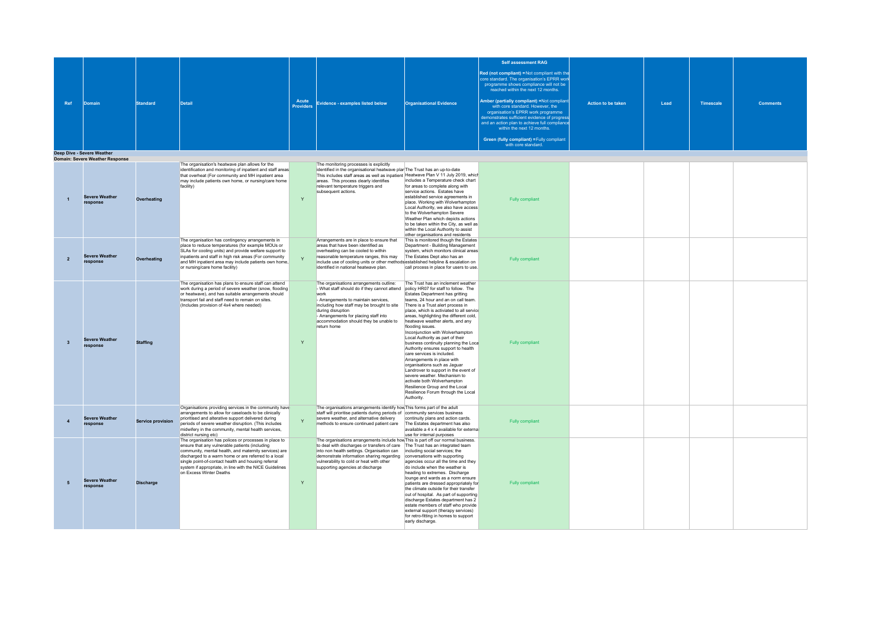| Ref | Domain | Standard | Detail | Acute Providers | Evidence - examples listed below | Organisational Evidence | Self assessment RAG<br><br>Red (not compliant) = Not compliant with the core standard. The organisation's EPRR work programme shows compliance will not be reached within the next 12 months.<br><br>Amber (partially compliant) = Not compliant with core standard. However, the organisation's EPRR work programme demonstrates sufficient evidence of progress and an action plan to achieve full compliance within the next 12 months.<br><br>Green (fully compliant) = Fully compliant with core standard. | Action to be taken | Lead | Timescale | Comments |
|---|---|---|---|---|---|---|---|---|---|---|---|
| **Deep Dive - Severe Weather** | | | | | | | | | | | |
| **Domain: Severe Weather Response** | | | | | | | | | | | |
| 1 | Severe Weather response | Overheating | The organisation's heatwave plan allows for the identification and monitoring of inpatient and staff areas that overheat (For community and MH inpatient area may include patients own home, or nursing/care home facility) | Y | The monitoring processes is explicitly identified in the organisational heatwave plan. This includes staff areas as well as inpatient areas. This process clearly identifies relevant temperature triggers and subsequent actions. | The Trust has an up-to-date Heatwave Plan V 11 July 2019, which includes a Temperature check chart for areas to complete along with service actions. Estates have established service agreements in place. Working with Wolverhampton Local Authority, we also have access to the Wolverhampton Severe Weather Plan which depicts actions to be taken within the City, as well as within the Local Authority to assist other organisations and residents | Fully compliant | | | | |
| 2 | Severe Weather response | Overheating | The organisation has contingency arrangements in place to reduce temperatures (for example MOUs or SLAs for cooling units) and provide welfare support to inpatients and staff in high risk areas (For community and MH inpatient area may include patients own home, or nursing/care home facility) | Y | Arrangements are in place to ensure that areas that have been identified as overheating can be cooled to within reasonable temperature ranges, this may include use of cooling units or other methods identified in national heatwave plan. | This is monitored though the Estates Department - Building Management system, which monitors clinical areas. The Estates Dept also has an established helpline & escalation on call process in place for users to use. | Fully compliant | | | | |
| 3 | Severe Weather response | Staffing | The organisation has plans to ensure staff can attend work during a period of severe weather (snow, flooding or heatwave), and has suitable arrangements should transport fail and staff need to remain on sites. (Includes provision of 4x4 where needed) | Y | The organisations arrangements outline:<br>- What staff should do if they cannot attend work<br>- Arrangements to maintain services, including how staff may be brought to site during disruption<br>- Arrangements for placing staff into accommodation should they be unable to return home | The Trust has an inclement weather policy HR07 for staff to follow. The Estates Department has gritting teams, 24 hour and an on call team. There is a Trust alert process in place, which is activiated to all service areas, highlighting the different cold, heatwave weather alerts, and any flooding issues.<br>Inconjunction with Wolverhampton Local Authority as part of their business continuity planning the Local Authority ensures support to health care services is included.<br>Arrangements in place with organisations such as Jaguar Landrover to support in the event of severe weather. Mechanism to activate both Wolverhampton Resilience Group and the Local Resilience Forum through the Local Authority. | Fully compliant | | | | |
| 4 | Severe Weather response | Service provision | Organisations providing services in the community have arrangements to allow for caseloads to be clinically prioritised and alterative support delivered during periods of severe weather disruption. (This includes midwifery in the community, mental health services, district nursing etc) | Y | The organisations arrangements identify how staff will prioritise patients during periods of severe weather, and alternative delivery methods to ensure continued patient care | This forms part of the adult community services business continuity plans and action cards. The Estates department has also available a 4 x 4 available for external use for internal purposes | Fully compliant | | | | |
| 5 | Severe Weather response | Discharge | The organisation has polices or processes in place to ensure that any vulnerable patients (including community, mental health, and maternity services) are discharged to a warm home or are referred to a local single point-of-contact health and housing referral system if appropriate, in line with the NICE Guidelines on Excess Winter Deaths | Y | The organisations arrangements include how to deal with discharges or transfers of care into non health settings. Organisation can demonstrate information sharing regarding vulnerability to cold or heat with other supporting agencies at discharge | This is part off our normal business. The Trust has an integrated team including social services; the conversations with supporting agencies occur all the time and they do include when the weather is heading to extremes. Discharge lounge and wards as a norm ensure patients are dressed appropriately for the climate outside for their transfer out of hospital. As part of supporting discharge Estates department has 2 estate members of staff who provide external support (therapy services) for retro-fitting in homes to support early discharge. | Fully compliant | | | | |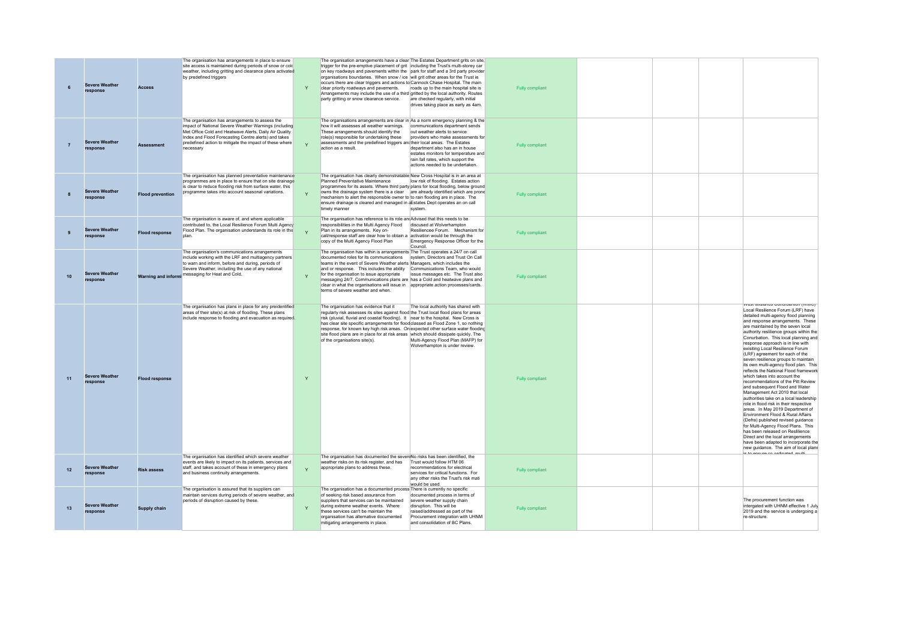| | | | | | | | | | | | |
|---|---|---|---|---|---|---|---|---|---|---|---|
| 6 | Severe Weather response | Access | The organisation has arrangements in place to ensure site access is maintained during periods of snow or cold weather, including gritting and clearance plans activated by predefined triggers | Y | The organisation arrangements have a clear trigger for the pre-emptive placement of grit on key roadways and pavements within the organisations boundaries. When snow / ice occurs there are clear triggers and actions to clear priority roadways and pavements. Arrangements may include the use of a third party gritting or snow clearance service. | The Estates Department grits on site, including the Trust's multi-storey car park for staff and a 3rd party provider will grit other areas for the Trust ie Cannock Chase Hospital. The main roads up to the main hospital site is gritted by the local authority. Routes are checked regularly, with initial drives taking place as early as 4am. | Fully compliant | | | | |
| 7 | Severe Weather response | Assessment | The organisation has arrangements to assess the impact of National Severe Weather Warnings (including Met Office Cold and Heatwave Alerts, Daily Air Quality Index and Flood Forecasting Centre alerts) and takes predefined action to mitigate the impact of these where necessary | Y | The organisations arrangements are clear in how it will assesses all weather warnings. These arrangements should identify the role(s) responsible for undertaking these assessments and the predefined triggers and action as a result. | As a norm emergency planning & the communications department sends out weather alerts to service providers who make assessments for their local areas. The Estates department also has an in house estates monitors for temperature and rain fall rates, which support the actions needed to be undertaken. | Fully compliant | | | | |
| 8 | Severe Weather response | Flood prevention | The organisation has planned preventative maintenance programmes are in place to ensure that on site drainage is clear to reduce flooding risk from surface water, this programme takes into account seasonal variations. | Y | The organisation has clearly demonstratable Planned Preventative Maintenance programmes for its assets. Where third party owns the drainage system there is a clear mechanism to alert the responsible owner to ensure drainage is cleared and managed in a timely manner | New Cross Hospital is in an area at low risk of flooding. Estates action plans for local flooding, below ground are already identified which are prone to rain flooding are in place. The Estates Dept operates an on call system. | Fully compliant | | | | |
| 9 | Severe Weather response | Flood response | The organisation is aware of, and where applicable contributed to, the Local Resilience Forum Multi Agency Flood Plan. The organisation understands its role in this plan. | Y | The organisation has reference to its role and responsibilities in the Multi Agency Flood Plan in its arrangements. Key on-call/response staff are clear how to obtain a copy of the Multi Agency Flood Plan | Advised that this needs to be discused at Wolverhampton Resiliencee Forum. Mechanism for activation would be through the Emergency Response Officer for the Council. | Fully compliant | | | | |
| 10 | Severe Weather response | Warning and informi | The organisation's communications arrangements include working with the LRF and multiagency partners to warn and inform, before and during, periods of Severe Weather, including the use of any national messaging for Heat and Cold. | Y | The organisation has within is arrangements documented roles for its communications teams in the event of Severe Weather alerts and or response. This includes the ability for the organisation to issue appropriate messaging 24/7. Communications plans are clear in what the organisations will issue in terms of severe weather and when. | The Trust operates a 24/7 on call system, Directors and Trust On Call Managers, which includes the Communications Team, who would issue messages etc. The Trust also has a Cold and heatwave plans and appropriate action processes/cards. | Fully compliant | | | | |
| 11 | Severe Weather response | Flood response | The organisation has plans in place for any preidentified areas of their site(s) at risk of flooding. These plans include response to flooding and evacuation as required. | Y | The organisation has evidence that it regularly risk assesses its sites against flood risk (pluvial, fluvial and coastal flooding). It has clear site specific arrangements for flood response, for known key high risk areas. On site flood plans are in place for at risk areas of the organisations site(s). | The local authority has shared with the Trust local flood plans for areas near to the hospital. New Cross is classed as Flood Zone 1, so nothing expected other surface water flooding which should dissipate quickly. The Multi-Agency Flood Plan (MAFP) for Wolverhampton is under review. | Fully compliant | | | | West Midlands Conurbation (WMC) Local Resilience Forum (LRF) have detailed multi-agency flood planning and response arrangements. These are maintained by the seven local authority resilience groups within the Conurbation. This local planning and response approach is in line with exisiting Local Resilience Forum (LRF) agreement for each of the seven resilience groups to maintain its own multi-agency flood plan. This reflects the National Flood framework which takes into account the recommendations of the Pitt Review and subsequent Flood and Water Management Act 2010 that local authorities take on a local leadership role in flood risk in their respective areas. In May 2019 Department of Environment Flood & Rural Affairs (Defra) published revised guidance for Multi-Agency Flood Plans. This has been released on Resilience Direct and the local arrangements have been adapted to incorporate the new guidance. The aim of local plans is to ensure co-ordinated multi |
| 12 | Severe Weather response | Risk assess | The organisation has identified which severe weather events are likely to impact on its patients, services and staff, and takes account of these in emergency plans and business continuity arrangements. | Y | The organisation has documented the severe weather risks on its risk register, and has appropriate plans to address these. | No risks has been identified, the Trust would follow HTM 06 recommendations for electrical services for critical functions. For any other risks the Trust's risk mati would be used. | Fully compliant | | | | |
| 13 | Severe Weather response | Supply chain | The organisation is assured that its suppliers can maintain services during periods of severe weather, and periods of disruption caused by these. | Y | The organisation has a documented process of seeking risk based assurance from suppliers that services can be maintained during extreme weather events. Where these services can't be maintain the organisation has alternative documented mitigating arrangements in place. | There is currently no specific documented process in terms of severe weather supply chain disruption. This will be raised/addressed as part of the Procurement integration with UHNM and consolidation of BC Plans. | Fully compliant | | | | The procurement function was intergated with UHNM effective 1 July 2019 and the service is undergoing a re-structure. |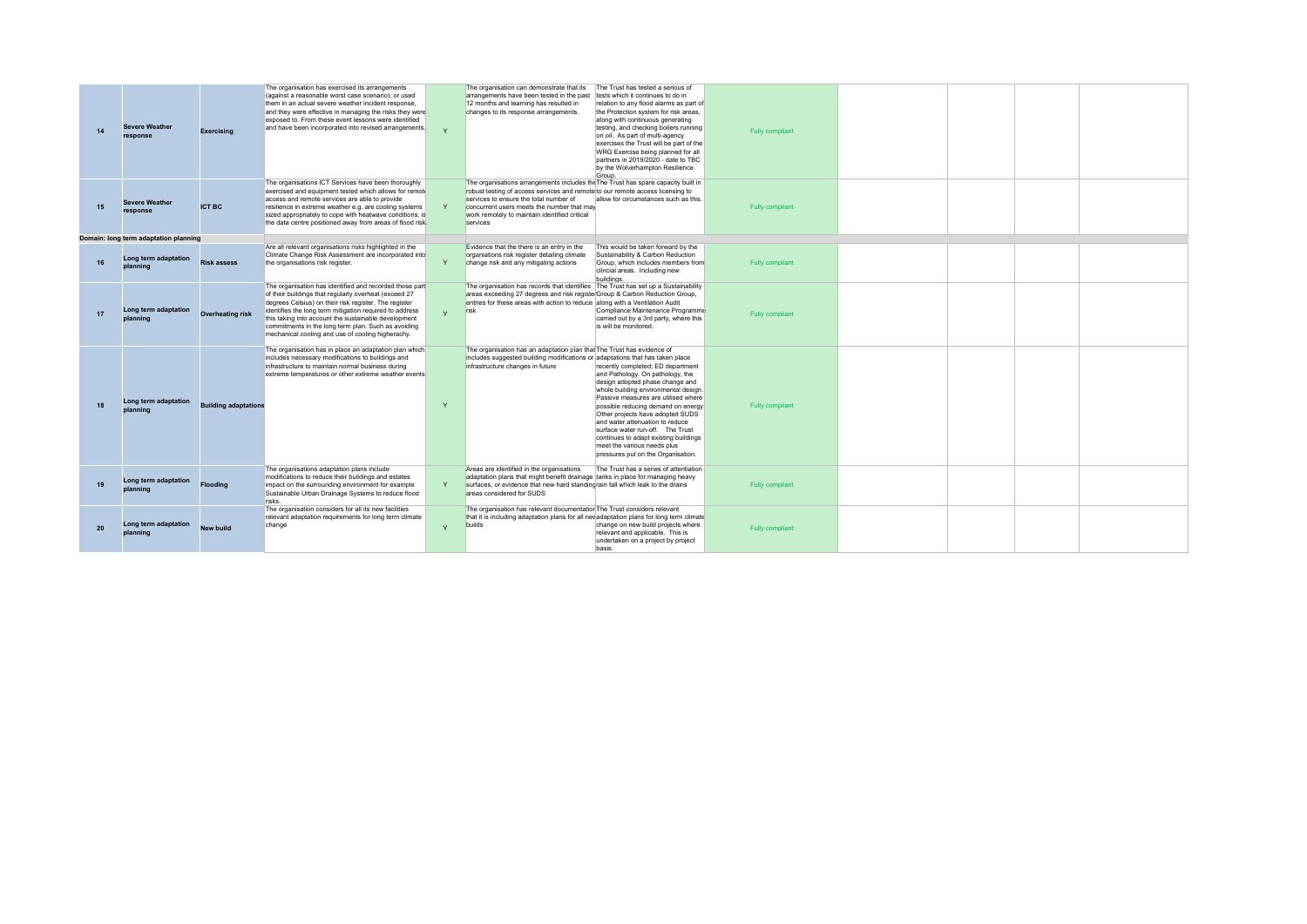| | | | | | | | | | | | |
|---|---|---|---|---|---|---|---|---|---|---|---|
| 14 | Severe Weather response | Exercising | The organisation has exercised its arrangements (against a reasonable worst case scenario), or used them in an actual severe weather incident response, and they were effective in managing the risks they were exposed to. From these event lessons were identified and have been incorporated into revised arrangements. | Y | The organisation can demonstrate that its arrangements have been tested in the past 12 months and learning has resulted in changes to its response arrangements. | The Trust has tested a serious of tests which it continues to do in relation to any flood alarms as part of the Protection system for risk areas, along with continuous generating testing, and checking boilers running on oil. As part of multi-agency exercises the Trust will be part of the WRG Exercise being planned for all partners in 2019/2020 - date to TBC by the Wolverhampton Resilience Group. | Fully compliant | | | | |
| 15 | Severe Weather response | ICT BC | The organisations ICT Services have been thoroughly exercised and equipment tested which allows for remote access and remote services are able to provide resilience in extreme weather e.g. are cooling systems sized appropriately to cope with heatwave conditions, is the data centre positioned away from areas of flood risk. | Y | The organisations arrangements includes the robust testing of access services and remote services to ensure the total number of concurrent users meets the number that may work remotely to maintain identified critical services | The Trust has spare capacity built in to our remote access licensing to allow for circumstances such as this. | Fully compliant | | | | |
| Domain: long term adaptation planning | | | | | | | | | | | |
| 16 | Long term adaptation planning | Risk assess | Are all relevant organisations risks highlighted in the Climate Change Risk Assessment are incorporated into the organisations risk register. | Y | Evidence that the there is an entry in the organisations risk register detailing climate change risk and any mitigating actions | This would be taken forward by the Sustainability & Carbon Reduction Group, which includes members from clincial areas. Including new buildings. | Fully compliant | | | | |
| 17 | Long term adaptation planning | Overheating risk | The organisation has identified and recorded those parts of their buildings that regularly overheat (exceed 27 degrees Celsius) on their risk register. The register identifies the long term mitigation required to address this taking into account the sustainable development commitments in the long term plan. Such as avoiding mechanical cooling and use of cooling higherachy. | Y | The organisation has records that identifies areas exceeding 27 degrees and risk register entries for these areas with action to reduce risk | The Trust has set up a Sustainability Group & Carbon Reduction Group, along with a Ventilation Audit Compliance Maintenance Programme carried out by a 3rd party, where this is will be monitored. | Fully compliant | | | | |
| 18 | Long term adaptation planning | Building adaptations | The organisation has in place an adaptation plan which includes necessary modifications to buildings and infrastructure to maintain normal business during extreme temperatures or other extreme weather events | Y | The organisation has an adaptation plan that includes suggested building modifications or infrastructure changes in future | The Trust has evidence of adaptations that has taken place recently completed; ED department and Pathology. On pathology, the design adopted phase change and whole building environmental design. Passive measures are utilised where possible reducing demand on energy. Other projects have adopted SUDS and water attenuation to reduce surface water run-off. The Trust continues to adapt existing buildings meet the various needs plus pressures put on the Organisation. | Fully compliant | | | | |
| 19 | Long term adaptation planning | Flooding | The organisations adaptation plans include modifications to reduce their buildings and estates impact on the surrounding environment for example Sustainable Urban Drainage Systems to reduce flood risks. | Y | Areas are identified in the organisations adaptation plans that might benefit drainage surfaces, or evidence that new hard standing areas considered for SUDS | The Trust has a series of attentiation tanks in place for managing heavy rain fall which leak to the drains | Fully compliant | | | | |
| 20 | Long term adaptation planning | New build | The organisation considers for all its new facilities relevant adaptation requirements for long term climate change | Y | The organisation has relevant documentation that it is including adaptation plans for all new builds | The Trust considers relevant adaptation plans for long term climate change on new build projects where relevant and applicable. This is undertaken on a project by project basis. | Fully compliant | | | | |